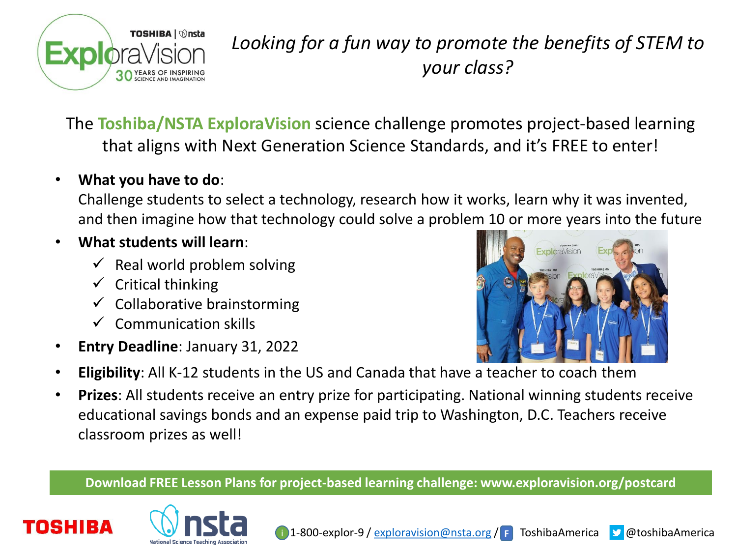*Looking for a fun way to promote the benefits of STEM to your class?*

The **Toshiba/NSTA ExploraVision** science challenge promotes project-based learning that aligns with Next Generation Science Standards, and it's FREE to enter!

- **What you have to do**:
  Challenge students to select a technology, research how it works, learn why it was invented, and then imagine how that technology could solve a problem 10 or more years into the future
- **What students will learn**:
  - ✓ Real world problem solving
  - ✓ Critical thinking
  - ✓ Collaborative brainstorming
  - ✓ Communication skills
- **Entry Deadline**: January 31, 2022
- **Eligibility**: All K-12 students in the US and Canada that have a teacher to coach them
- **Prizes**: All students receive an entry prize for participating. National winning students receive educational savings bonds and an expense paid trip to Washington, D.C. Teachers receive classroom prizes as well!

**Download FREE Lesson Plans for project-based learning challenge: www.exploravision.org/postcard**

1-800-explor-9 / exploravision@nsta.org / ToshibaAmerica @toshibaAmerica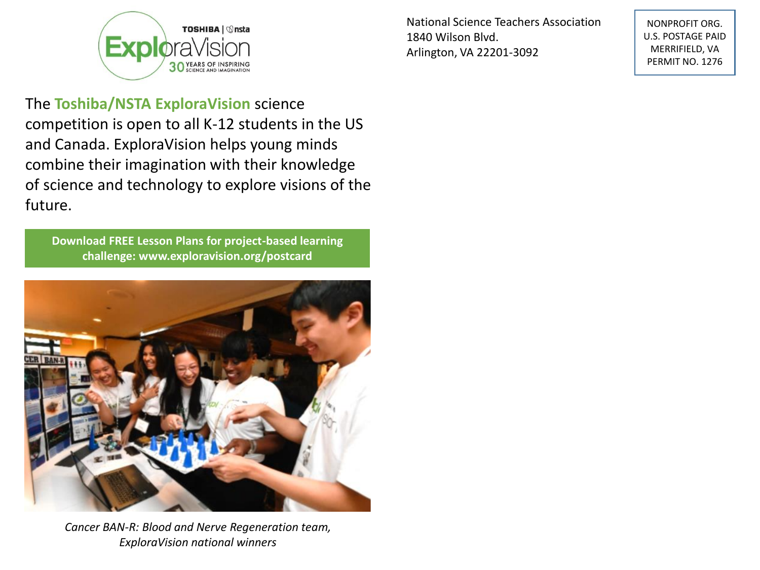TOSHIBA | nsta

ExploraVision

30 YEARS OF INSPIRING SCIENCE AND IMAGINATION

National Science Teachers Association
1840 Wilson Blvd.
Arlington, VA 22201-3092

NONPROFIT ORG.
U.S. POSTAGE PAID
MERRIFIELD, VA
PERMIT NO. 1276

The **Toshiba/NSTA ExploraVision** science competition is open to all K-12 students in the US and Canada. ExploraVision helps young minds combine their imagination with their knowledge of science and technology to explore visions of the future.

**Download FREE Lesson Plans for project-based learning challenge: www.exploravision.org/postcard**

*Cancer BAN-R: Blood and Nerve Regeneration team, ExploraVision national winners*